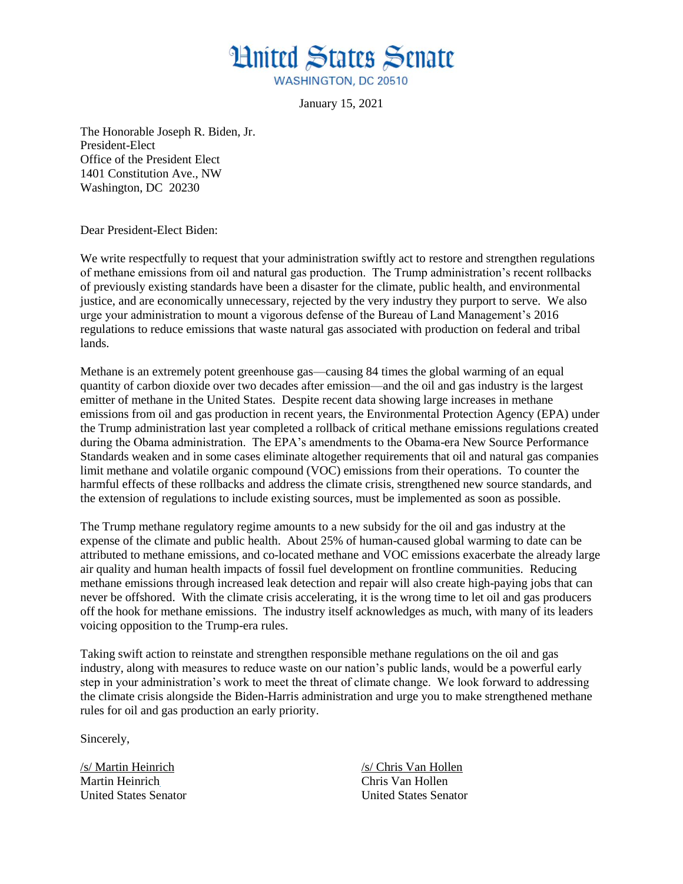# United States Senate

WASHINGTON, DC 20510

January 15, 2021

The Honorable Joseph R. Biden, Jr.
President-Elect
Office of the President Elect
1401 Constitution Ave., NW
Washington, DC 20230

Dear President-Elect Biden:

We write respectfully to request that your administration swiftly act to restore and strengthen regulations of methane emissions from oil and natural gas production. The Trump administration's recent rollbacks of previously existing standards have been a disaster for the climate, public health, and environmental justice, and are economically unnecessary, rejected by the very industry they purport to serve. We also urge your administration to mount a vigorous defense of the Bureau of Land Management's 2016 regulations to reduce emissions that waste natural gas associated with production on federal and tribal lands.

Methane is an extremely potent greenhouse gas—causing 84 times the global warming of an equal quantity of carbon dioxide over two decades after emission—and the oil and gas industry is the largest emitter of methane in the United States. Despite recent data showing large increases in methane emissions from oil and gas production in recent years, the Environmental Protection Agency (EPA) under the Trump administration last year completed a rollback of critical methane emissions regulations created during the Obama administration. The EPA's amendments to the Obama-era New Source Performance Standards weaken and in some cases eliminate altogether requirements that oil and natural gas companies limit methane and volatile organic compound (VOC) emissions from their operations. To counter the harmful effects of these rollbacks and address the climate crisis, strengthened new source standards, and the extension of regulations to include existing sources, must be implemented as soon as possible.

The Trump methane regulatory regime amounts to a new subsidy for the oil and gas industry at the expense of the climate and public health. About 25% of human-caused global warming to date can be attributed to methane emissions, and co-located methane and VOC emissions exacerbate the already large air quality and human health impacts of fossil fuel development on frontline communities. Reducing methane emissions through increased leak detection and repair will also create high-paying jobs that can never be offshored. With the climate crisis accelerating, it is the wrong time to let oil and gas producers off the hook for methane emissions. The industry itself acknowledges as much, with many of its leaders voicing opposition to the Trump-era rules.

Taking swift action to reinstate and strengthen responsible methane regulations on the oil and gas industry, along with measures to reduce waste on our nation's public lands, would be a powerful early step in your administration's work to meet the threat of climate change. We look forward to addressing the climate crisis alongside the Biden-Harris administration and urge you to make strengthened methane rules for oil and gas production an early priority.

Sincerely,

/s/ Martin Heinrich
Martin Heinrich
United States Senator

/s/ Chris Van Hollen
Chris Van Hollen
United States Senator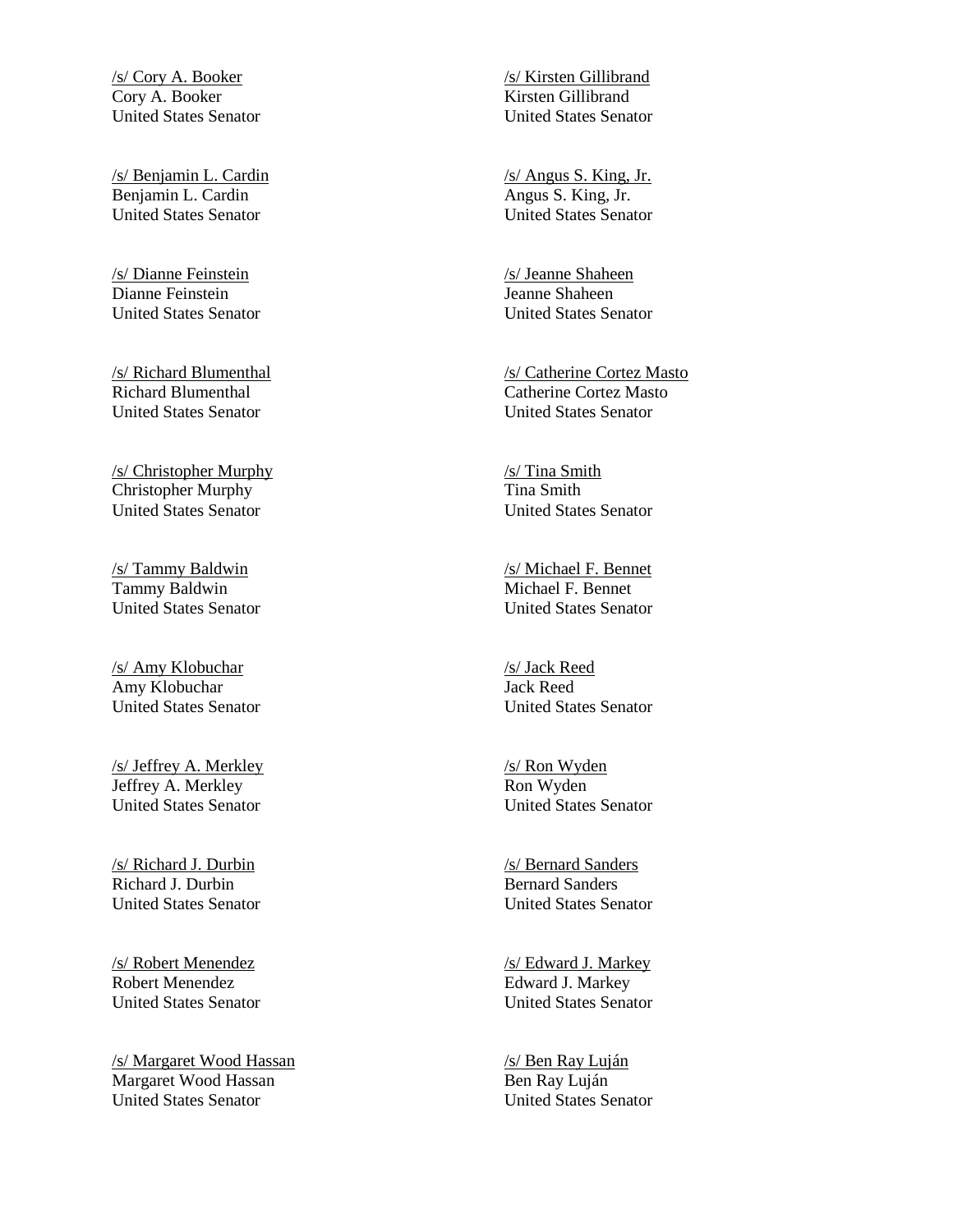/s/ Cory A. Booker
Cory A. Booker
United States Senator

/s/ Benjamin L. Cardin
Benjamin L. Cardin
United States Senator

/s/ Dianne Feinstein
Dianne Feinstein
United States Senator

/s/ Richard Blumenthal
Richard Blumenthal
United States Senator

/s/ Christopher Murphy
Christopher Murphy
United States Senator

/s/ Tammy Baldwin
Tammy Baldwin
United States Senator

/s/ Amy Klobuchar
Amy Klobuchar
United States Senator

/s/ Jeffrey A. Merkley
Jeffrey A. Merkley
United States Senator

/s/ Richard J. Durbin
Richard J. Durbin
United States Senator

/s/ Robert Menendez
Robert Menendez
United States Senator

/s/ Margaret Wood Hassan
Margaret Wood Hassan
United States Senator

/s/ Kirsten Gillibrand
Kirsten Gillibrand
United States Senator

/s/ Angus S. King, Jr.
Angus S. King, Jr.
United States Senator

/s/ Jeanne Shaheen
Jeanne Shaheen
United States Senator

/s/ Catherine Cortez Masto
Catherine Cortez Masto
United States Senator

/s/ Tina Smith
Tina Smith
United States Senator

/s/ Michael F. Bennet
Michael F. Bennet
United States Senator

/s/ Jack Reed
Jack Reed
United States Senator

/s/ Ron Wyden
Ron Wyden
United States Senator

/s/ Bernard Sanders
Bernard Sanders
United States Senator

/s/ Edward J. Markey
Edward J. Markey
United States Senator

/s/ Ben Ray Luján
Ben Ray Luján
United States Senator